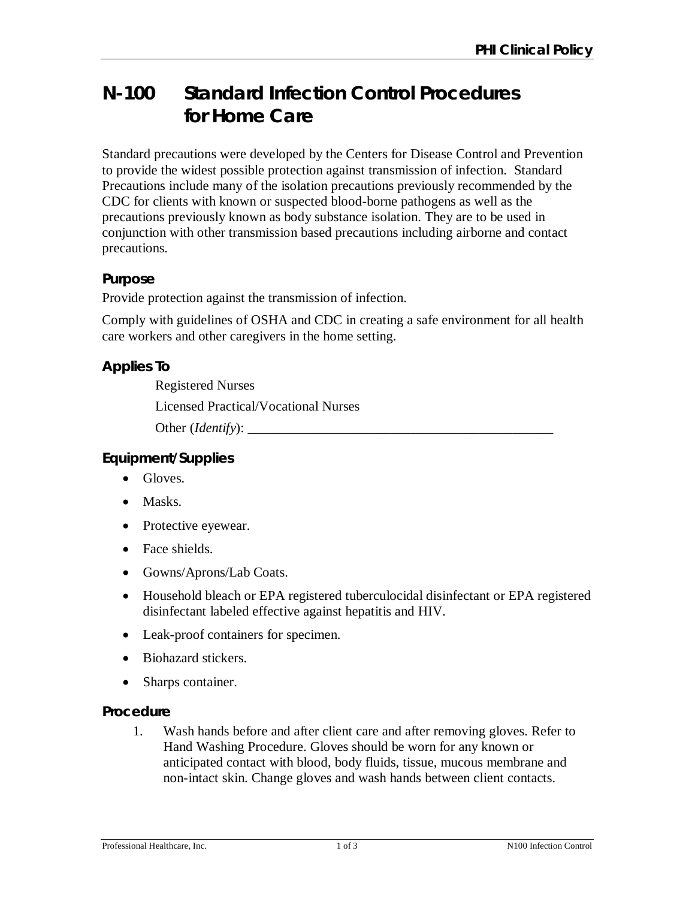# N-100 Standard Infection Control Procedures for Home Care

Standard precautions were developed by the Centers for Disease Control and Prevention to provide the widest possible protection against transmission of infection. Standard Precautions include many of the isolation precautions previously recommended by the CDC for clients with known or suspected blood-borne pathogens as well as the precautions previously known as body substance isolation. They are to be used in conjunction with other transmission based precautions including airborne and contact precautions.

## Purpose

Provide protection against the transmission of infection.

Comply with guidelines of OSHA and CDC in creating a safe environment for all health care workers and other caregivers in the home setting.

## Applies To

Registered Nurses

Licensed Practical/Vocational Nurses

Other (*Identify*): _______________________________________________

## Equipment/Supplies

- Gloves.
- Masks.
- Protective eyewear.
- Face shields.
- Gowns/Aprons/Lab Coats.
- Household bleach or EPA registered tuberculocidal disinfectant or EPA registered disinfectant labeled effective against hepatitis and HIV.
- Leak-proof containers for specimen.
- Biohazard stickers.
- Sharps container.

## Procedure

1. Wash hands before and after client care and after removing gloves. Refer to Hand Washing Procedure. Gloves should be worn for any known or anticipated contact with blood, body fluids, tissue, mucous membrane and non-intact skin. Change gloves and wash hands between client contacts.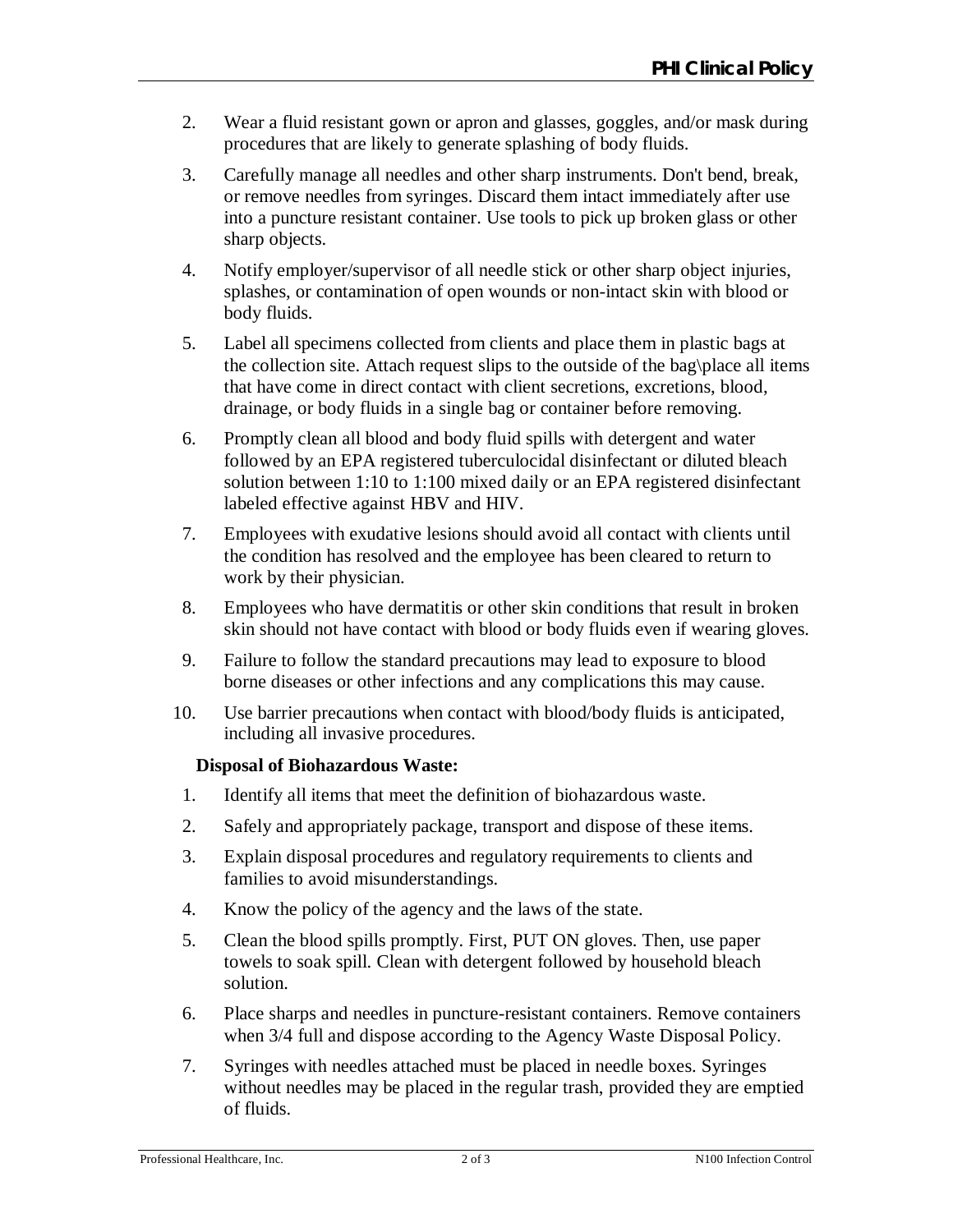2. Wear a fluid resistant gown or apron and glasses, goggles, and/or mask during procedures that are likely to generate splashing of body fluids.
3. Carefully manage all needles and other sharp instruments. Don't bend, break, or remove needles from syringes. Discard them intact immediately after use into a puncture resistant container. Use tools to pick up broken glass or other sharp objects.
4. Notify employer/supervisor of all needle stick or other sharp object injuries, splashes, or contamination of open wounds or non-intact skin with blood or body fluids.
5. Label all specimens collected from clients and place them in plastic bags at the collection site. Attach request slips to the outside of the bag\place all items that have come in direct contact with client secretions, excretions, blood, drainage, or body fluids in a single bag or container before removing.
6. Promptly clean all blood and body fluid spills with detergent and water followed by an EPA registered tuberculocidal disinfectant or diluted bleach solution between 1:10 to 1:100 mixed daily or an EPA registered disinfectant labeled effective against HBV and HIV.
7. Employees with exudative lesions should avoid all contact with clients until the condition has resolved and the employee has been cleared to return to work by their physician.
8. Employees who have dermatitis or other skin conditions that result in broken skin should not have contact with blood or body fluids even if wearing gloves.
9. Failure to follow the standard precautions may lead to exposure to blood borne diseases or other infections and any complications this may cause.
10. Use barrier precautions when contact with blood/body fluids is anticipated, including all invasive procedures.

**Disposal of Biohazardous Waste:**

1. Identify all items that meet the definition of biohazardous waste.
2. Safely and appropriately package, transport and dispose of these items.
3. Explain disposal procedures and regulatory requirements to clients and families to avoid misunderstandings.
4. Know the policy of the agency and the laws of the state.
5. Clean the blood spills promptly. First, PUT ON gloves. Then, use paper towels to soak spill. Clean with detergent followed by household bleach solution.
6. Place sharps and needles in puncture-resistant containers. Remove containers when 3/4 full and dispose according to the Agency Waste Disposal Policy.
7. Syringes with needles attached must be placed in needle boxes. Syringes without needles may be placed in the regular trash, provided they are emptied of fluids.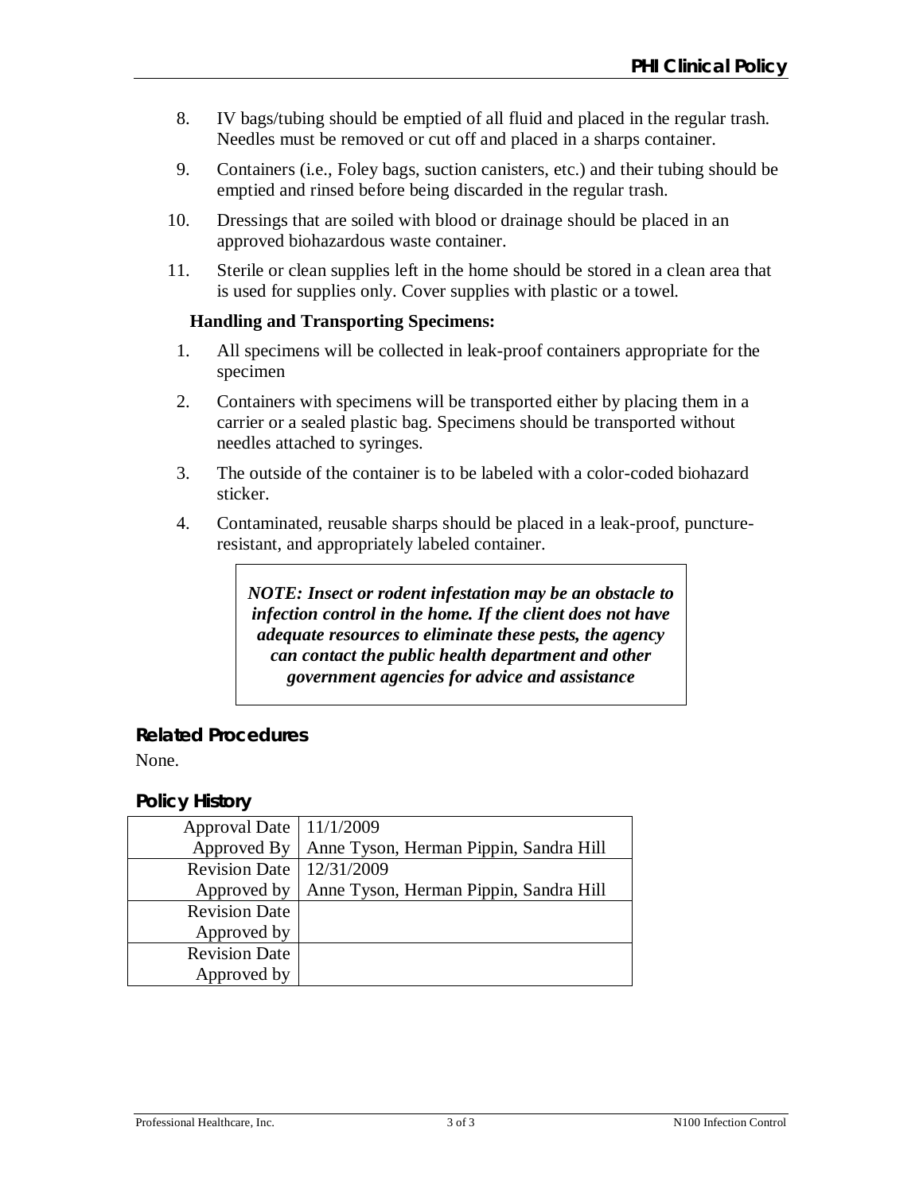8. IV bags/tubing should be emptied of all fluid and placed in the regular trash. Needles must be removed or cut off and placed in a sharps container.
9. Containers (i.e., Foley bags, suction canisters, etc.) and their tubing should be emptied and rinsed before being discarded in the regular trash.
10. Dressings that are soiled with blood or drainage should be placed in an approved biohazardous waste container.
11. Sterile or clean supplies left in the home should be stored in a clean area that is used for supplies only. Cover supplies with plastic or a towel.

**Handling and Transporting Specimens:**

1. All specimens will be collected in leak-proof containers appropriate for the specimen
2. Containers with specimens will be transported either by placing them in a carrier or a sealed plastic bag. Specimens should be transported without needles attached to syringes.
3. The outside of the container is to be labeled with a color-coded biohazard sticker.
4. Contaminated, reusable sharps should be placed in a leak-proof, puncture-resistant, and appropriately labeled container.

> ***NOTE: Insect or rodent infestation may be an obstacle to infection control in the home. If the client does not have adequate resources to eliminate these pests, the agency can contact the public health department and other government agencies for advice and assistance***

## Related Procedures

None.

## Policy History

| | |
|---|---|
| Approval Date | 11/1/2009 |
| Approved By | Anne Tyson, Herman Pippin, Sandra Hill |
| Revision Date | 12/31/2009 |
| Approved by | Anne Tyson, Herman Pippin, Sandra Hill |
| Revision Date | |
| Approved by | |
| Revision Date | |
| Approved by | |